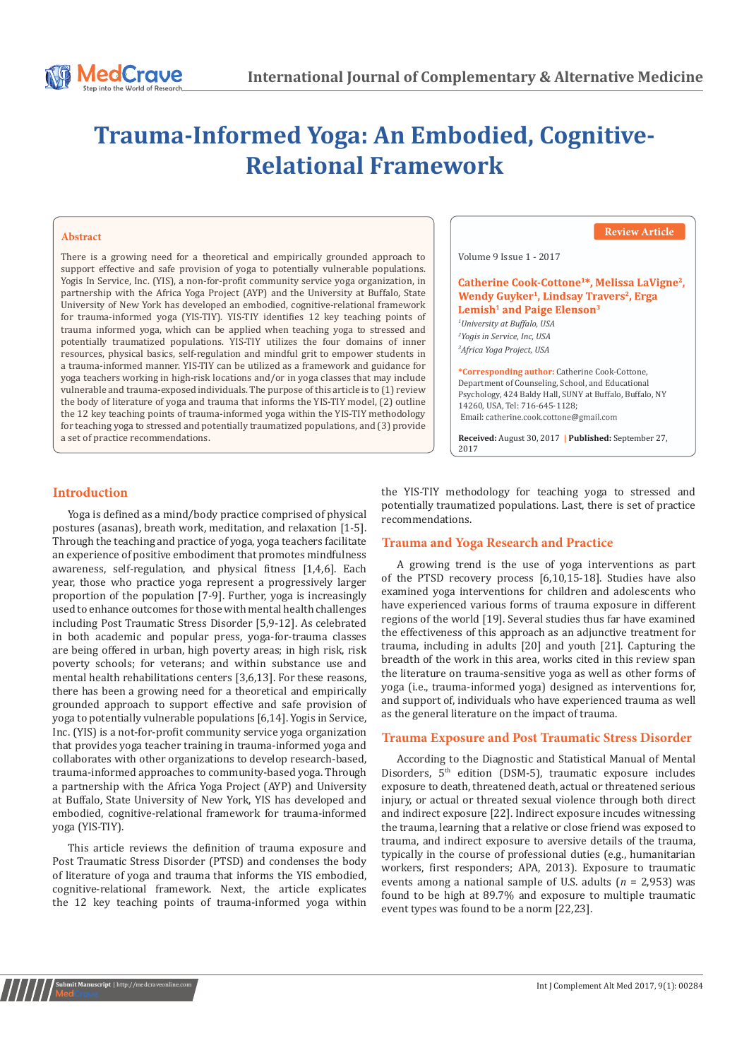# Trauma-Informed Yoga: An Embodied, Cognitive-Relational Framework

## Abstract

There is a growing need for a theoretical and empirically grounded approach to support effective and safe provision of yoga to potentially vulnerable populations. Yogis In Service, Inc. (YIS), a non-for-profit community service yoga organization, in partnership with the Africa Yoga Project (AYP) and the University at Buffalo, State University of New York has developed an embodied, cognitive-relational framework for trauma-informed yoga (YIS-TIY). YIS-TIY identifies 12 key teaching points of trauma informed yoga, which can be applied when teaching yoga to stressed and potentially traumatized populations. YIS-TIY utilizes the four domains of inner resources, physical basics, self-regulation and mindful grit to empower students in a trauma-informed manner. YIS-TIY can be utilized as a framework and guidance for yoga teachers working in high-risk locations and/or in yoga classes that may include vulnerable and trauma-exposed individuals. The purpose of this article is to (1) review the body of literature of yoga and trauma that informs the YIS-TIY model, (2) outline the 12 key teaching points of trauma-informed yoga within the YIS-TIY methodology for teaching yoga to stressed and potentially traumatized populations, and (3) provide a set of practice recommendations.

Review Article

Volume 9 Issue 1 - 2017

**Catherine Cook-Cottone[1]\*, Melissa LaVigne[2], Wendy Guyker[1], Lindsay Travers[2], Erga Lemish[1] and Paige Elenson[3]**

[1]*University at Buffalo, USA*
[2]*Yogis in Service, Inc, USA*
[3]*Africa Yoga Project, USA*

**\*Corresponding author:** Catherine Cook-Cottone, Department of Counseling, School, and Educational Psychology, 424 Baldy Hall, SUNY at Buffalo, Buffalo, NY 14260, USA, Tel: 716-645-1128; Email: catherine.cook.cottone@gmail.com

**Received:** August 30, 2017 | **Published:** September 27, 2017

## Introduction

Yoga is defined as a mind/body practice comprised of physical postures (asanas), breath work, meditation, and relaxation [1-5]. Through the teaching and practice of yoga, yoga teachers facilitate an experience of positive embodiment that promotes mindfulness awareness, self-regulation, and physical fitness [1,4,6]. Each year, those who practice yoga represent a progressively larger proportion of the population [7-9]. Further, yoga is increasingly used to enhance outcomes for those with mental health challenges including Post Traumatic Stress Disorder [5,9-12]. As celebrated in both academic and popular press, yoga-for-trauma classes are being offered in urban, high poverty areas; in high risk, risk poverty schools; for veterans; and within substance use and mental health rehabilitations centers [3,6,13]. For these reasons, there has been a growing need for a theoretical and empirically grounded approach to support effective and safe provision of yoga to potentially vulnerable populations [6,14]. Yogis in Service, Inc. (YIS) is a not-for-profit community service yoga organization that provides yoga teacher training in trauma-informed yoga and collaborates with other organizations to develop research-based, trauma-informed approaches to community-based yoga. Through a partnership with the Africa Yoga Project (AYP) and University at Buffalo, State University of New York, YIS has developed and embodied, cognitive-relational framework for trauma-informed yoga (YIS-TIY).

This article reviews the definition of trauma exposure and Post Traumatic Stress Disorder (PTSD) and condenses the body of literature of yoga and trauma that informs the YIS embodied, cognitive-relational framework. Next, the article explicates the 12 key teaching points of trauma-informed yoga within the YIS-TIY methodology for teaching yoga to stressed and potentially traumatized populations. Last, there is set of practice recommendations.

## Trauma and Yoga Research and Practice

A growing trend is the use of yoga interventions as part of the PTSD recovery process [6,10,15-18]. Studies have also examined yoga interventions for children and adolescents who have experienced various forms of trauma exposure in different regions of the world [19]. Several studies thus far have examined the effectiveness of this approach as an adjunctive treatment for trauma, including in adults [20] and youth [21]. Capturing the breadth of the work in this area, works cited in this review span the literature on trauma-sensitive yoga as well as other forms of yoga (i.e., trauma-informed yoga) designed as interventions for, and support of, individuals who have experienced trauma as well as the general literature on the impact of trauma.

## Trauma Exposure and Post Traumatic Stress Disorder

According to the Diagnostic and Statistical Manual of Mental Disorders, 5th edition (DSM-5), traumatic exposure includes exposure to death, threatened death, actual or threatened serious injury, or actual or threated sexual violence through both direct and indirect exposure [22]. Indirect exposure incudes witnessing the trauma, learning that a relative or close friend was exposed to trauma, and indirect exposure to aversive details of the trauma, typically in the course of professional duties (e.g., humanitarian workers, first responders; APA, 2013). Exposure to traumatic events among a national sample of U.S. adults ($n$ = 2,953) was found to be high at 89.7% and exposure to multiple traumatic event types was found to be a norm [22,23].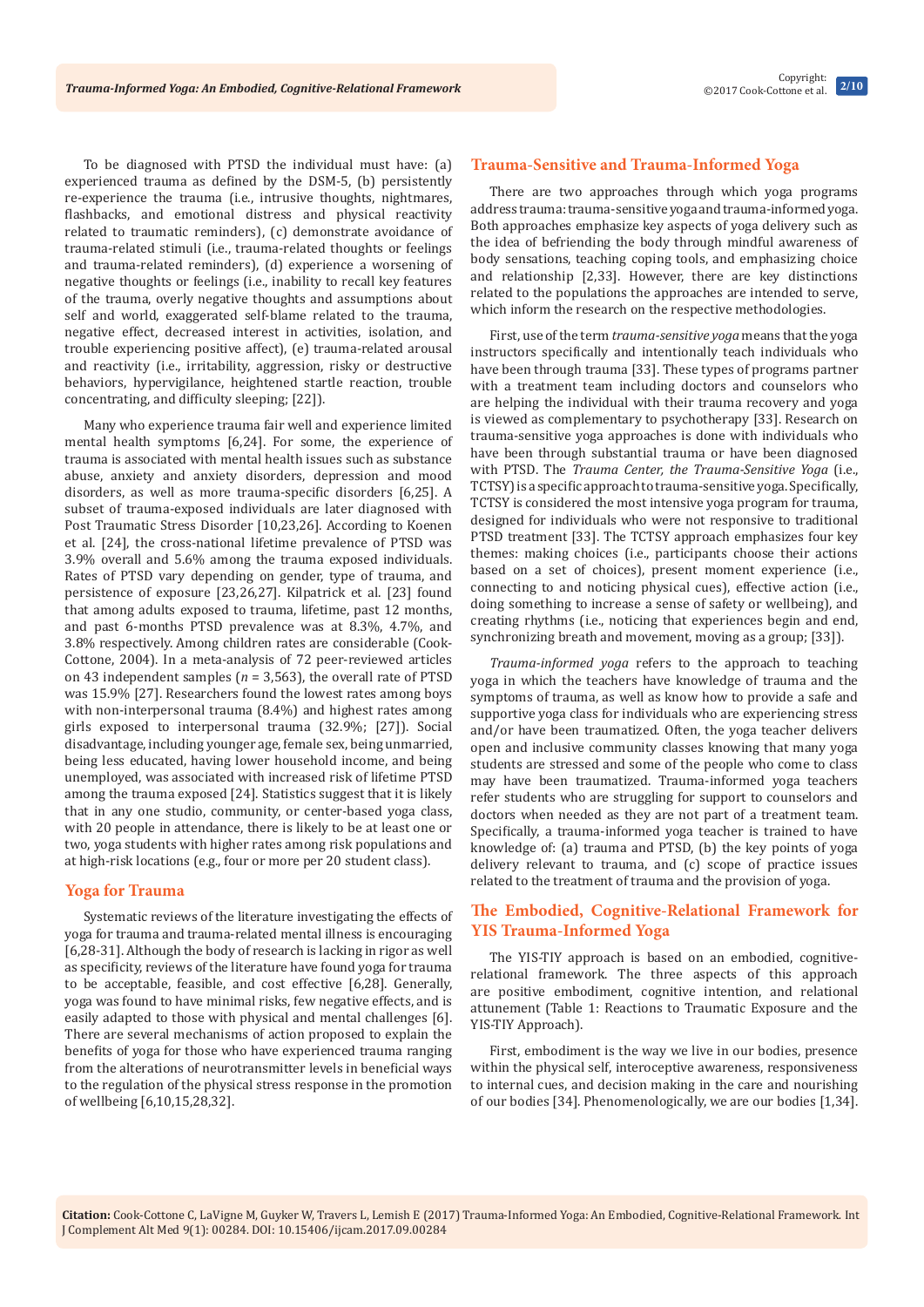To be diagnosed with PTSD the individual must have: (a) experienced trauma as defined by the DSM-5, (b) persistently re-experience the trauma (i.e., intrusive thoughts, nightmares, flashbacks, and emotional distress and physical reactivity related to traumatic reminders), (c) demonstrate avoidance of trauma-related stimuli (i.e., trauma-related thoughts or feelings and trauma-related reminders), (d) experience a worsening of negative thoughts or feelings (i.e., inability to recall key features of the trauma, overly negative thoughts and assumptions about self and world, exaggerated self-blame related to the trauma, negative effect, decreased interest in activities, isolation, and trouble experiencing positive affect), (e) trauma-related arousal and reactivity (i.e., irritability, aggression, risky or destructive behaviors, hypervigilance, heightened startle reaction, trouble concentrating, and difficulty sleeping; [22]).

Many who experience trauma fair well and experience limited mental health symptoms [6,24]. For some, the experience of trauma is associated with mental health issues such as substance abuse, anxiety and anxiety disorders, depression and mood disorders, as well as more trauma-specific disorders [6,25]. A subset of trauma-exposed individuals are later diagnosed with Post Traumatic Stress Disorder [10,23,26]. According to Koenen et al. [24], the cross-national lifetime prevalence of PTSD was 3.9% overall and 5.6% among the trauma exposed individuals. Rates of PTSD vary depending on gender, type of trauma, and persistence of exposure [23,26,27]. Kilpatrick et al. [23] found that among adults exposed to trauma, lifetime, past 12 months, and past 6-months PTSD prevalence was at 8.3%, 4.7%, and 3.8% respectively. Among children rates are considerable (Cook-Cottone, 2004). In a meta-analysis of 72 peer-reviewed articles on 43 independent samples (*n* = 3,563), the overall rate of PTSD was 15.9% [27]. Researchers found the lowest rates among boys with non-interpersonal trauma (8.4%) and highest rates among girls exposed to interpersonal trauma (32.9%; [27]). Social disadvantage, including younger age, female sex, being unmarried, being less educated, having lower household income, and being unemployed, was associated with increased risk of lifetime PTSD among the trauma exposed [24]. Statistics suggest that it is likely that in any one studio, community, or center-based yoga class, with 20 people in attendance, there is likely to be at least one or two, yoga students with higher rates among risk populations and at high-risk locations (e.g., four or more per 20 student class).

## Yoga for Trauma

Systematic reviews of the literature investigating the effects of yoga for trauma and trauma-related mental illness is encouraging [6,28-31]. Although the body of research is lacking in rigor as well as specificity, reviews of the literature have found yoga for trauma to be acceptable, feasible, and cost effective [6,28]. Generally, yoga was found to have minimal risks, few negative effects, and is easily adapted to those with physical and mental challenges [6]. There are several mechanisms of action proposed to explain the benefits of yoga for those who have experienced trauma ranging from the alterations of neurotransmitter levels in beneficial ways to the regulation of the physical stress response in the promotion of wellbeing [6,10,15,28,32].

## Trauma-Sensitive and Trauma-Informed Yoga

There are two approaches through which yoga programs address trauma: trauma-sensitive yoga and trauma-informed yoga. Both approaches emphasize key aspects of yoga delivery such as the idea of befriending the body through mindful awareness of body sensations, teaching coping tools, and emphasizing choice and relationship [2,33]. However, there are key distinctions related to the populations the approaches are intended to serve, which inform the research on the respective methodologies.

First, use of the term *trauma-sensitive yoga* means that the yoga instructors specifically and intentionally teach individuals who have been through trauma [33]. These types of programs partner with a treatment team including doctors and counselors who are helping the individual with their trauma recovery and yoga is viewed as complementary to psychotherapy [33]. Research on trauma-sensitive yoga approaches is done with individuals who have been through substantial trauma or have been diagnosed with PTSD. The *Trauma Center, the Trauma-Sensitive Yoga* (i.e., TCTSY) is a specific approach to trauma-sensitive yoga. Specifically, TCTSY is considered the most intensive yoga program for trauma, designed for individuals who were not responsive to traditional PTSD treatment [33]. The TCTSY approach emphasizes four key themes: making choices (i.e., participants choose their actions based on a set of choices), present moment experience (i.e., connecting to and noticing physical cues), effective action (i.e., doing something to increase a sense of safety or wellbeing), and creating rhythms (i.e., noticing that experiences begin and end, synchronizing breath and movement, moving as a group; [33]).

*Trauma-informed yoga* refers to the approach to teaching yoga in which the teachers have knowledge of trauma and the symptoms of trauma, as well as know how to provide a safe and supportive yoga class for individuals who are experiencing stress and/or have been traumatized. Often, the yoga teacher delivers open and inclusive community classes knowing that many yoga students are stressed and some of the people who come to class may have been traumatized. Trauma-informed yoga teachers refer students who are struggling for support to counselors and doctors when needed as they are not part of a treatment team. Specifically, a trauma-informed yoga teacher is trained to have knowledge of: (a) trauma and PTSD, (b) the key points of yoga delivery relevant to trauma, and (c) scope of practice issues related to the treatment of trauma and the provision of yoga.

## The Embodied, Cognitive-Relational Framework for YIS Trauma-Informed Yoga

The YIS-TIY approach is based on an embodied, cognitive-relational framework. The three aspects of this approach are positive embodiment, cognitive intention, and relational attunement (Table 1: Reactions to Traumatic Exposure and the YIS-TIY Approach).

First, embodiment is the way we live in our bodies, presence within the physical self, interoceptive awareness, responsiveness to internal cues, and decision making in the care and nourishing of our bodies [34]. Phenomenologically, we are our bodies [1,34].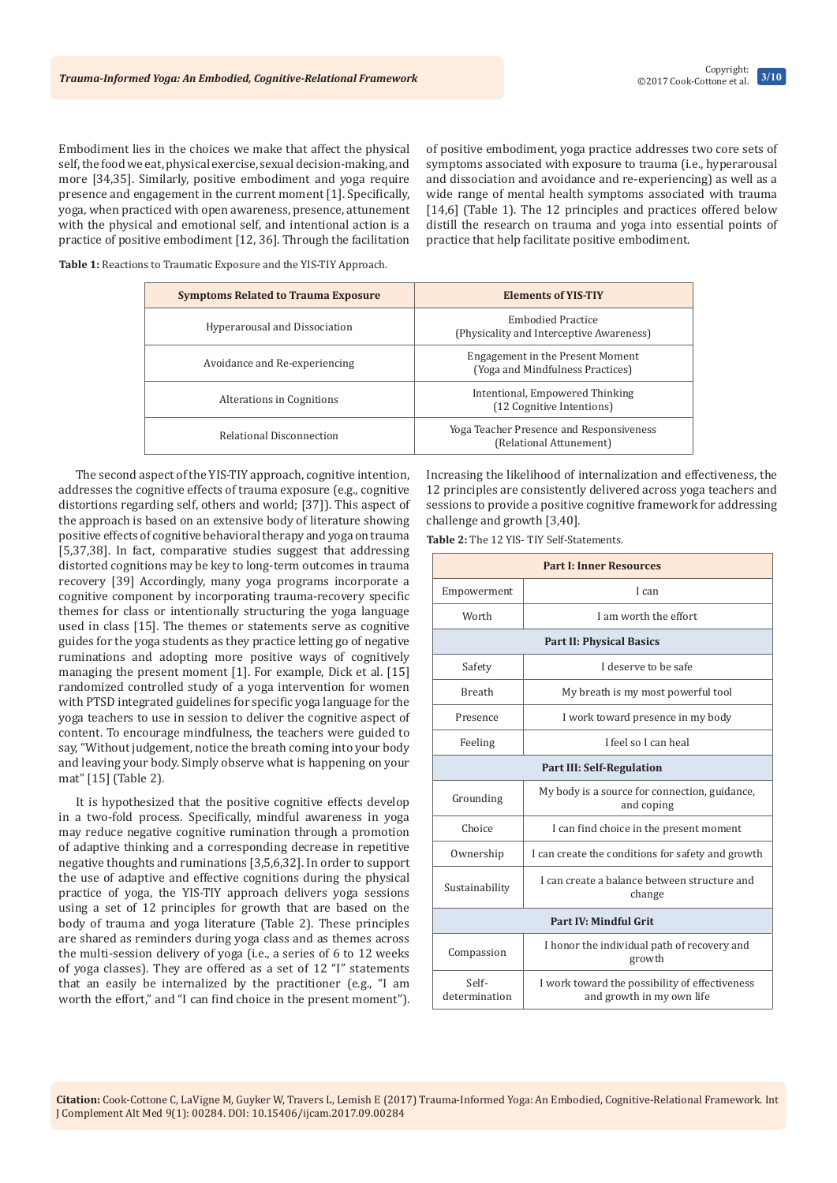Embodiment lies in the choices we make that affect the physical self, the food we eat, physical exercise, sexual decision-making, and more [34,35]. Similarly, positive embodiment and yoga require presence and engagement in the current moment [1]. Specifically, yoga, when practiced with open awareness, presence, attunement with the physical and emotional self, and intentional action is a practice of positive embodiment [12, 36]. Through the facilitation of positive embodiment, yoga practice addresses two core sets of symptoms associated with exposure to trauma (i.e., hyperarousal and dissociation and avoidance and re-experiencing) as well as a wide range of mental health symptoms associated with trauma [14,6] (Table 1). The 12 principles and practices offered below distill the research on trauma and yoga into essential points of practice that help facilitate positive embodiment.

**Table 1:** Reactions to Traumatic Exposure and the YIS-TIY Approach.

| Symptoms Related to Trauma Exposure | Elements of YIS-TIY |
|---|---|
| Hyperarousal and Dissociation | Embodied Practice (Physicality and Interceptive Awareness) |
| Avoidance and Re-experiencing | Engagement in the Present Moment (Yoga and Mindfulness Practices) |
| Alterations in Cognitions | Intentional, Empowered Thinking (12 Cognitive Intentions) |
| Relational Disconnection | Yoga Teacher Presence and Responsiveness (Relational Attunement) |

The second aspect of the YIS-TIY approach, cognitive intention, addresses the cognitive effects of trauma exposure (e.g., cognitive distortions regarding self, others and world; [37]). This aspect of the approach is based on an extensive body of literature showing positive effects of cognitive behavioral therapy and yoga on trauma [5,37,38]. In fact, comparative studies suggest that addressing distorted cognitions may be key to long-term outcomes in trauma recovery [39] Accordingly, many yoga programs incorporate a cognitive component by incorporating trauma-recovery specific themes for class or intentionally structuring the yoga language used in class [15]. The themes or statements serve as cognitive guides for the yoga students as they practice letting go of negative ruminations and adopting more positive ways of cognitively managing the present moment [1]. For example, Dick et al. [15] randomized controlled study of a yoga intervention for women with PTSD integrated guidelines for specific yoga language for the yoga teachers to use in session to deliver the cognitive aspect of content. To encourage mindfulness, the teachers were guided to say, "Without judgement, notice the breath coming into your body and leaving your body. Simply observe what is happening on your mat" [15] (Table 2).

It is hypothesized that the positive cognitive effects develop in a two-fold process. Specifically, mindful awareness in yoga may reduce negative cognitive rumination through a promotion of adaptive thinking and a corresponding decrease in repetitive negative thoughts and ruminations [3,5,6,32]. In order to support the use of adaptive and effective cognitions during the physical practice of yoga, the YIS-TIY approach delivers yoga sessions using a set of 12 principles for growth that are based on the body of trauma and yoga literature (Table 2). These principles are shared as reminders during yoga class and as themes across the multi-session delivery of yoga (i.e., a series of 6 to 12 weeks of yoga classes). They are offered as a set of 12 "I" statements that an easily be internalized by the practitioner (e.g., "I am worth the effort," and "I can find choice in the present moment"). Increasing the likelihood of internalization and effectiveness, the 12 principles are consistently delivered across yoga teachers and sessions to provide a positive cognitive framework for addressing challenge and growth [3,40].

**Table 2:** The 12 YIS- TIY Self-Statements.

| **Part I: Inner Resources** | |
|---|---|
| Empowerment | I can |
| Worth | I am worth the effort |
| **Part II: Physical Basics** | |
| Safety | I deserve to be safe |
| Breath | My breath is my most powerful tool |
| Presence | I work toward presence in my body |
| Feeling | I feel so I can heal |
| **Part III: Self-Regulation** | |
| Grounding | My body is a source for connection, guidance, and coping |
| Choice | I can find choice in the present moment |
| Ownership | I can create the conditions for safety and growth |
| Sustainability | I can create a balance between structure and change |
| **Part IV: Mindful Grit** | |
| Compassion | I honor the individual path of recovery and growth |
| Self-determination | I work toward the possibility of effectiveness and growth in my own life |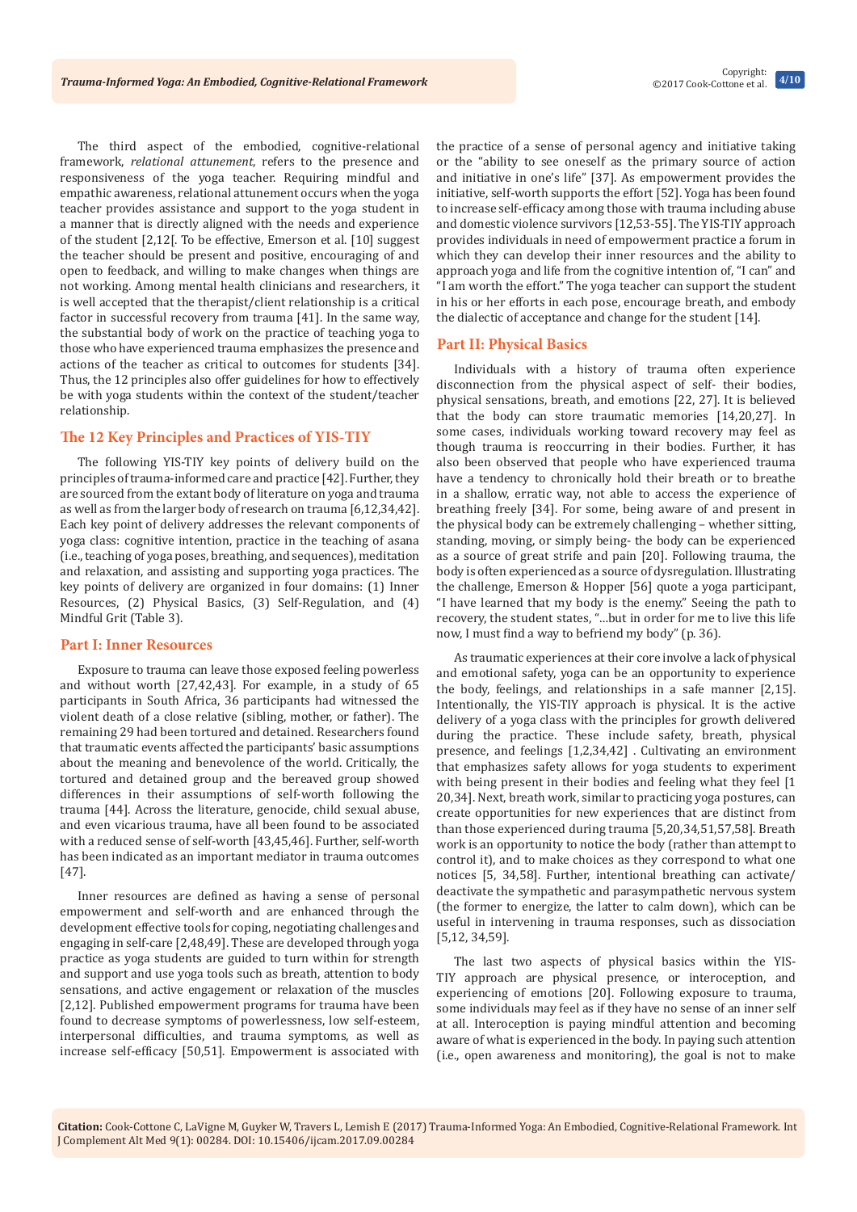The third aspect of the embodied, cognitive-relational framework, *relational attunement*, refers to the presence and responsiveness of the yoga teacher. Requiring mindful and empathic awareness, relational attunement occurs when the yoga teacher provides assistance and support to the yoga student in a manner that is directly aligned with the needs and experience of the student [2,12[. To be effective, Emerson et al. [10] suggest the teacher should be present and positive, encouraging of and open to feedback, and willing to make changes when things are not working. Among mental health clinicians and researchers, it is well accepted that the therapist/client relationship is a critical factor in successful recovery from trauma [41]. In the same way, the substantial body of work on the practice of teaching yoga to those who have experienced trauma emphasizes the presence and actions of the teacher as critical to outcomes for students [34]. Thus, the 12 principles also offer guidelines for how to effectively be with yoga students within the context of the student/teacher relationship.

## The 12 Key Principles and Practices of YIS-TIY

The following YIS-TIY key points of delivery build on the principles of trauma-informed care and practice [42]. Further, they are sourced from the extant body of literature on yoga and trauma as well as from the larger body of research on trauma [6,12,34,42]. Each key point of delivery addresses the relevant components of yoga class: cognitive intention, practice in the teaching of asana (i.e., teaching of yoga poses, breathing, and sequences), meditation and relaxation, and assisting and supporting yoga practices. The key points of delivery are organized in four domains: (1) Inner Resources, (2) Physical Basics, (3) Self-Regulation, and (4) Mindful Grit (Table 3).

## Part I: Inner Resources

Exposure to trauma can leave those exposed feeling powerless and without worth [27,42,43]. For example, in a study of 65 participants in South Africa, 36 participants had witnessed the violent death of a close relative (sibling, mother, or father). The remaining 29 had been tortured and detained. Researchers found that traumatic events affected the participants' basic assumptions about the meaning and benevolence of the world. Critically, the tortured and detained group and the bereaved group showed differences in their assumptions of self-worth following the trauma [44]. Across the literature, genocide, child sexual abuse, and even vicarious trauma, have all been found to be associated with a reduced sense of self-worth [43,45,46]. Further, self-worth has been indicated as an important mediator in trauma outcomes [47].

Inner resources are defined as having a sense of personal empowerment and self-worth and are enhanced through the development effective tools for coping, negotiating challenges and engaging in self-care [2,48,49]. These are developed through yoga practice as yoga students are guided to turn within for strength and support and use yoga tools such as breath, attention to body sensations, and active engagement or relaxation of the muscles [2,12]. Published empowerment programs for trauma have been found to decrease symptoms of powerlessness, low self-esteem, interpersonal difficulties, and trauma symptoms, as well as increase self-efficacy [50,51]. Empowerment is associated with the practice of a sense of personal agency and initiative taking or the "ability to see oneself as the primary source of action and initiative in one's life" [37]. As empowerment provides the initiative, self-worth supports the effort [52]. Yoga has been found to increase self-efficacy among those with trauma including abuse and domestic violence survivors [12,53-55]. The YIS-TIY approach provides individuals in need of empowerment practice a forum in which they can develop their inner resources and the ability to approach yoga and life from the cognitive intention of, "I can" and "I am worth the effort." The yoga teacher can support the student in his or her efforts in each pose, encourage breath, and embody the dialectic of acceptance and change for the student [14].

## Part II: Physical Basics

Individuals with a history of trauma often experience disconnection from the physical aspect of self- their bodies, physical sensations, breath, and emotions [22, 27]. It is believed that the body can store traumatic memories [14,20,27]. In some cases, individuals working toward recovery may feel as though trauma is reoccurring in their bodies. Further, it has also been observed that people who have experienced trauma have a tendency to chronically hold their breath or to breathe in a shallow, erratic way, not able to access the experience of breathing freely [34]. For some, being aware of and present in the physical body can be extremely challenging – whether sitting, standing, moving, or simply being- the body can be experienced as a source of great strife and pain [20]. Following trauma, the body is often experienced as a source of dysregulation. Illustrating the challenge, Emerson & Hopper [56] quote a yoga participant, "I have learned that my body is the enemy." Seeing the path to recovery, the student states, "...but in order for me to live this life now, I must find a way to befriend my body" (p. 36).

As traumatic experiences at their core involve a lack of physical and emotional safety, yoga can be an opportunity to experience the body, feelings, and relationships in a safe manner [2,15]. Intentionally, the YIS-TIY approach is physical. It is the active delivery of a yoga class with the principles for growth delivered during the practice. These include safety, breath, physical presence, and feelings [1,2,34,42] . Cultivating an environment that emphasizes safety allows for yoga students to experiment with being present in their bodies and feeling what they feel [1 20,34]. Next, breath work, similar to practicing yoga postures, can create opportunities for new experiences that are distinct from than those experienced during trauma [5,20,34,51,57,58]. Breath work is an opportunity to notice the body (rather than attempt to control it), and to make choices as they correspond to what one notices [5, 34,58]. Further, intentional breathing can activate/deactivate the sympathetic and parasympathetic nervous system (the former to energize, the latter to calm down), which can be useful in intervening in trauma responses, such as dissociation [5,12, 34,59].

The last two aspects of physical basics within the YIS-TIY approach are physical presence, or interoception, and experiencing of emotions [20]. Following exposure to trauma, some individuals may feel as if they have no sense of an inner self at all. Interoception is paying mindful attention and becoming aware of what is experienced in the body. In paying such attention (i.e., open awareness and monitoring), the goal is not to make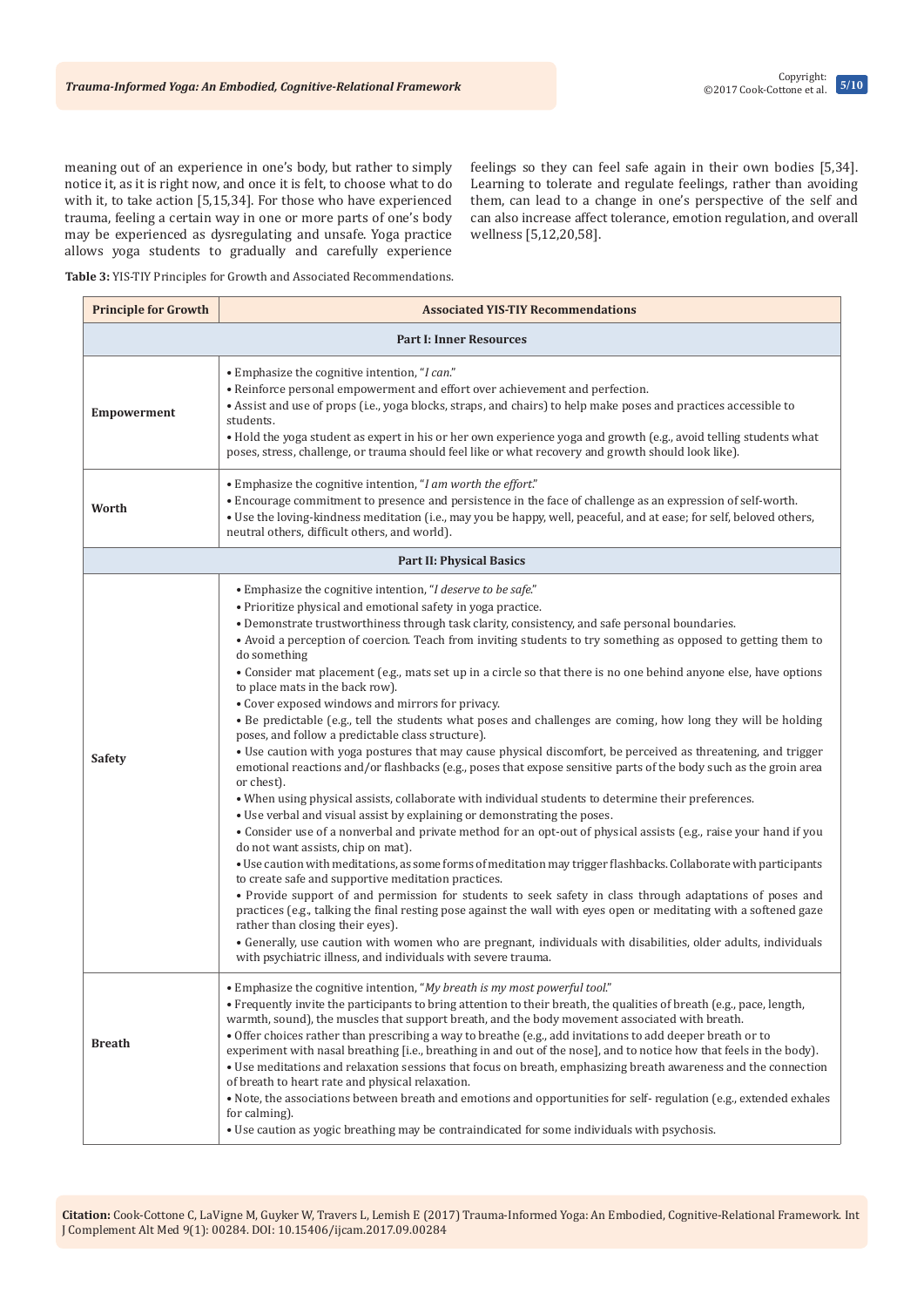meaning out of an experience in one's body, but rather to simply notice it, as it is right now, and once it is felt, to choose what to do with it, to take action [5,15,34]. For those who have experienced trauma, feeling a certain way in one or more parts of one's body may be experienced as dysregulating and unsafe. Yoga practice allows yoga students to gradually and carefully experience feelings so they can feel safe again in their own bodies [5,34]. Learning to tolerate and regulate feelings, rather than avoiding them, can lead to a change in one's perspective of the self and can also increase affect tolerance, emotion regulation, and overall wellness [5,12,20,58].

**Table 3:** YIS-TIY Principles for Growth and Associated Recommendations.

| Principle for Growth | Associated YIS-TIY Recommendations |
|---|---|
| **Part I: Inner Resources** | |
| **Empowerment** | • Emphasize the cognitive intention, "*I can*." <br> • Reinforce personal empowerment and effort over achievement and perfection. <br> • Assist and use of props (i.e., yoga blocks, straps, and chairs) to help make poses and practices accessible to students. <br> • Hold the yoga student as expert in his or her own experience yoga and growth (e.g., avoid telling students what poses, stress, challenge, or trauma should feel like or what recovery and growth should look like). |
| **Worth** | • Emphasize the cognitive intention, "*I am worth the effort*." <br> • Encourage commitment to presence and persistence in the face of challenge as an expression of self-worth. <br> • Use the loving-kindness meditation (i.e., may you be happy, well, peaceful, and at ease; for self, beloved others, neutral others, difficult others, and world). |
| **Part II: Physical Basics** | |
| **Safety** | • Emphasize the cognitive intention, "*I deserve to be safe*." <br> • Prioritize physical and emotional safety in yoga practice. <br> • Demonstrate trustworthiness through task clarity, consistency, and safe personal boundaries. <br> • Avoid a perception of coercion. Teach from inviting students to try something as opposed to getting them to do something <br> • Consider mat placement (e.g., mats set up in a circle so that there is no one behind anyone else, have options to place mats in the back row). <br> • Cover exposed windows and mirrors for privacy. <br> • Be predictable (e.g., tell the students what poses and challenges are coming, how long they will be holding poses, and follow a predictable class structure). <br> • Use caution with yoga postures that may cause physical discomfort, be perceived as threatening, and trigger emotional reactions and/or flashbacks (e.g., poses that expose sensitive parts of the body such as the groin area or chest). <br> • When using physical assists, collaborate with individual students to determine their preferences. <br> • Use verbal and visual assist by explaining or demonstrating the poses. <br> • Consider use of a nonverbal and private method for an opt-out of physical assists (e.g., raise your hand if you do not want assists, chip on mat). <br> • Use caution with meditations, as some forms of meditation may trigger flashbacks. Collaborate with participants to create safe and supportive meditation practices. <br> • Provide support of and permission for students to seek safety in class through adaptations of poses and practices (e.g., talking the final resting pose against the wall with eyes open or meditating with a softened gaze rather than closing their eyes). <br> • Generally, use caution with women who are pregnant, individuals with disabilities, older adults, individuals with psychiatric illness, and individuals with severe trauma. |
| **Breath** | • Emphasize the cognitive intention, "*My breath is my most powerful tool*." <br> • Frequently invite the participants to bring attention to their breath, the qualities of breath (e.g., pace, length, warmth, sound), the muscles that support breath, and the body movement associated with breath. <br> • Offer choices rather than prescribing a way to breathe (e.g., add invitations to add deeper breath or to experiment with nasal breathing [i.e., breathing in and out of the nose], and to notice how that feels in the body). <br> • Use meditations and relaxation sessions that focus on breath, emphasizing breath awareness and the connection of breath to heart rate and physical relaxation. <br> • Note, the associations between breath and emotions and opportunities for self- regulation (e.g., extended exhales for calming). <br> • Use caution as yogic breathing may be contraindicated for some individuals with psychosis. |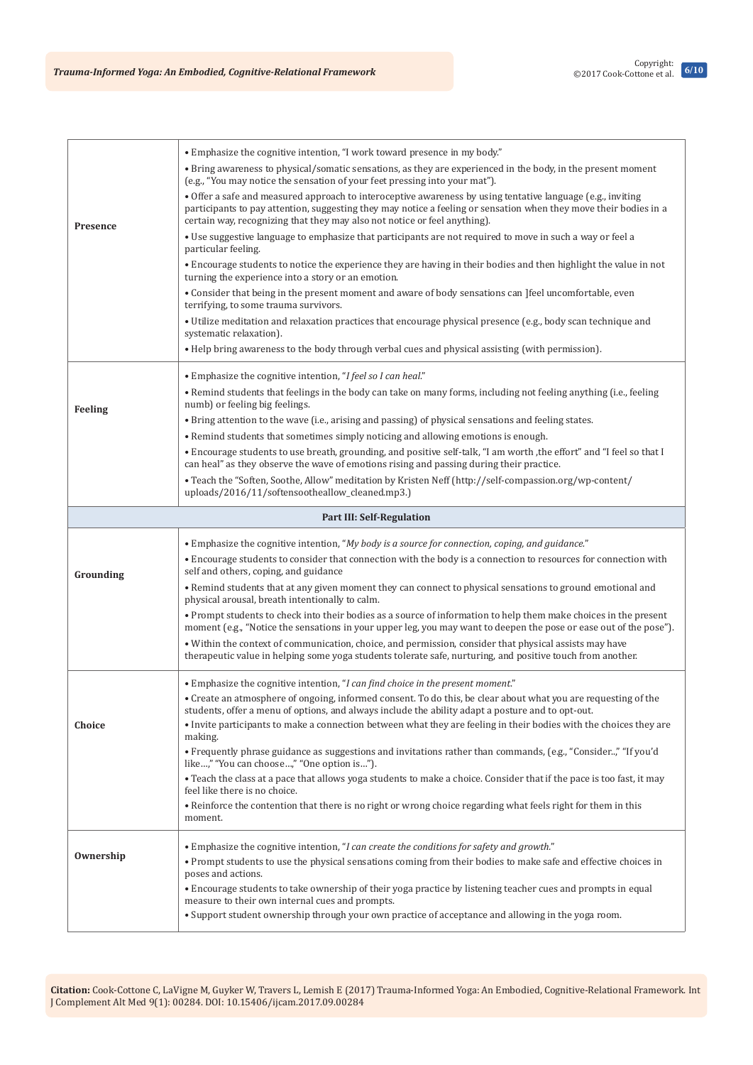| | |
|---|---|
| **Presence** | • Emphasize the cognitive intention, "I work toward presence in my body."<br>• Bring awareness to physical/somatic sensations, as they are experienced in the body, in the present moment (e.g., "You may notice the sensation of your feet pressing into your mat").<br>• Offer a safe and measured approach to interoceptive awareness by using tentative language (e.g., inviting participants to pay attention, suggesting they may notice a feeling or sensation when they move their bodies in a certain way, recognizing that they may also not notice or feel anything).<br>• Use suggestive language to emphasize that participants are not required to move in such a way or feel a particular feeling.<br>• Encourage students to notice the experience they are having in their bodies and then highlight the value in not turning the experience into a story or an emotion.<br>• Consider that being in the present moment and aware of body sensations can ]feel uncomfortable, even terrifying, to some trauma survivors.<br>• Utilize meditation and relaxation practices that encourage physical presence (e.g., body scan technique and systematic relaxation).<br>• Help bring awareness to the body through verbal cues and physical assisting (with permission). |
| **Feeling** | • Emphasize the cognitive intention, "*I feel so I can heal*."<br>• Remind students that feelings in the body can take on many forms, including not feeling anything (i.e., feeling numb) or feeling big feelings.<br>• Bring attention to the wave (i.e., arising and passing) of physical sensations and feeling states.<br>• Remind students that sometimes simply noticing and allowing emotions is enough.<br>• Encourage students to use breath, grounding, and positive self-talk, "I am worth ,the effort" and "I feel so that I can heal" as they observe the wave of emotions rising and passing during their practice.<br>• Teach the "Soften, Soothe, Allow" meditation by Kristen Neff (http://self-compassion.org/wp-content/uploads/2016/11/softensootheallow_cleaned.mp3.) |
| **Part III: Self-Regulation** | |
| **Grounding** | • Emphasize the cognitive intention, "*My body is a source for connection, coping, and guidance.*"<br>• Encourage students to consider that connection with the body is a connection to resources for connection with self and others, coping, and guidance<br>• Remind students that at any given moment they can connect to physical sensations to ground emotional and physical arousal, breath intentionally to calm.<br>• Prompt students to check into their bodies as a source of information to help them make choices in the present moment (e.g., "Notice the sensations in your upper leg, you may want to deepen the pose or ease out of the pose").<br>• Within the context of communication, choice, and permission, consider that physical assists may have therapeutic value in helping some yoga students tolerate safe, nurturing, and positive touch from another. |
| **Choice** | • Emphasize the cognitive intention, "*I can find choice in the present moment.*"<br>• Create an atmosphere of ongoing, informed consent. To do this, be clear about what you are requesting of the students, offer a menu of options, and always include the ability adapt a posture and to opt-out.<br>• Invite participants to make a connection between what they are feeling in their bodies with the choices they are making.<br>• Frequently phrase guidance as suggestions and invitations rather than commands, (e.g., "Consider..," "If you'd like…," "You can choose…," "One option is…").<br>• Teach the class at a pace that allows yoga students to make a choice. Consider that if the pace is too fast, it may feel like there is no choice.<br>• Reinforce the contention that there is no right or wrong choice regarding what feels right for them in this moment. |
| **Ownership** | • Emphasize the cognitive intention, "*I can create the conditions for safety and growth.*"<br>• Prompt students to use the physical sensations coming from their bodies to make safe and effective choices in poses and actions.<br>• Encourage students to take ownership of their yoga practice by listening teacher cues and prompts in equal measure to their own internal cues and prompts.<br>• Support student ownership through your own practice of acceptance and allowing in the yoga room. |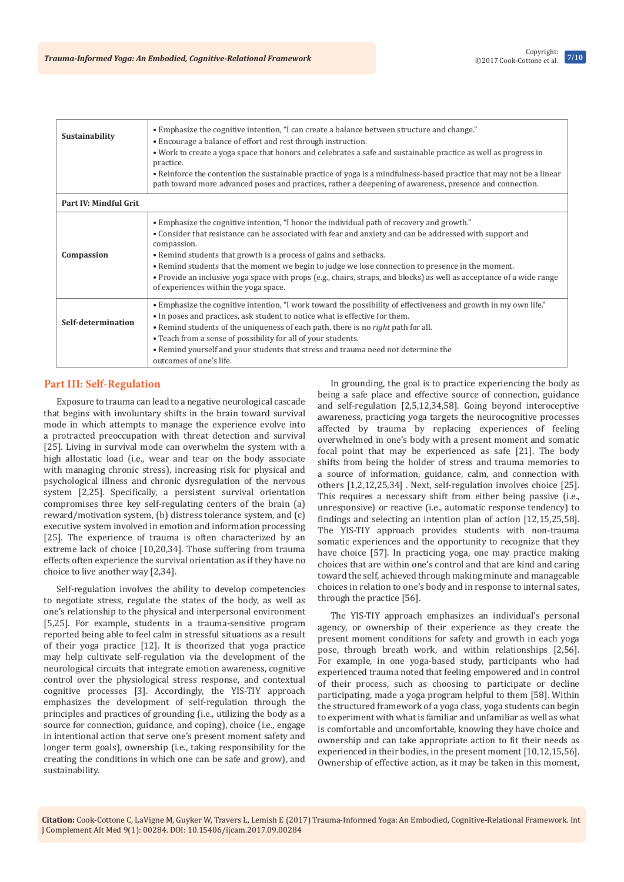| | |
|---|---|
| **Sustainability** | • Emphasize the cognitive intention, "I can create a balance between structure and change." • Encourage a balance of effort and rest through instruction. • Work to create a yoga space that honors and celebrates a safe and sustainable practice as well as progress in practice. • Reinforce the contention the sustainable practice of yoga is a mindfulness-based practice that may not be a linear path toward more advanced poses and practices, rather a deepening of awareness, presence and connection. |
| **Part IV: Mindful Grit** | |
| **Compassion** | • Emphasize the cognitive intention, "I honor the individual path of recovery and growth." • Consider that resistance can be associated with fear and anxiety and can be addressed with support and compassion. • Remind students that growth is a process of gains and setbacks. • Remind students that the moment we begin to judge we lose connection to presence in the moment. • Provide an inclusive yoga space with props (e.g., chairs, straps, and blocks) as well as acceptance of a wide range of experiences within the yoga space. |
| **Self-determination** | • Emphasize the cognitive intention, "I work toward the possibility of effectiveness and growth in my own life." • In poses and practices, ask student to notice what is effective for them. • Remind students of the uniqueness of each path, there is no *right* path for all. • Teach from a sense of possibility for all of your students. • Remind yourself and your students that stress and trauma need not determine the outcomes of one's life. |

## Part III: Self-Regulation

Exposure to trauma can lead to a negative neurological cascade that begins with involuntary shifts in the brain toward survival mode in which attempts to manage the experience evolve into a protracted preoccupation with threat detection and survival [25]. Living in survival mode can overwhelm the system with a high allostatic load (i.e., wear and tear on the body associate with managing chronic stress), increasing risk for physical and psychological illness and chronic dysregulation of the nervous system [2,25]. Specifically, a persistent survival orientation compromises three key self-regulating centers of the brain (a) reward/motivation system, (b) distress tolerance system, and (c) executive system involved in emotion and information processing [25]. The experience of trauma is often characterized by an extreme lack of choice [10,20,34]. Those suffering from trauma effects often experience the survival orientation as if they have no choice to live another way [2,34].

Self-regulation involves the ability to develop competencies to negotiate stress, regulate the states of the body, as well as one's relationship to the physical and interpersonal environment [5,25]. For example, students in a trauma-sensitive program reported being able to feel calm in stressful situations as a result of their yoga practice [12]. It is theorized that yoga practice may help cultivate self-regulation via the development of the neurological circuits that integrate emotion awareness, cognitive control over the physiological stress response, and contextual cognitive processes [3]. Accordingly, the YIS-TIY approach emphasizes the development of self-regulation through the principles and practices of grounding (i.e., utilizing the body as a source for connection, guidance, and coping), choice (i.e., engage in intentional action that serve one's present moment safety and longer term goals), ownership (i.e., taking responsibility for the creating the conditions in which one can be safe and grow), and sustainability.

In grounding, the goal is to practice experiencing the body as being a safe place and effective source of connection, guidance and self-regulation [2,5,12,34,58]. Going beyond interoceptive awareness, practicing yoga targets the neurocognitive processes affected by trauma by replacing experiences of feeling overwhelmed in one's body with a present moment and somatic focal point that may be experienced as safe [21]. The body shifts from being the holder of stress and trauma memories to a source of information, guidance, calm, and connection with others [1,2,12,25,34] . Next, self-regulation involves choice [25]. This requires a necessary shift from either being passive (i.e., unresponsive) or reactive (i.e., automatic response tendency) to findings and selecting an intention plan of action [12,15,25,58]. The YIS-TIY approach provides students with non-trauma somatic experiences and the opportunity to recognize that they have choice [57]. In practicing yoga, one may practice making choices that are within one's control and that are kind and caring toward the self, achieved through making minute and manageable choices in relation to one's body and in response to internal sates, through the practice [56].

The YIS-TIY approach emphasizes an individual's personal agency, or ownership of their experience as they create the present moment conditions for safety and growth in each yoga pose, through breath work, and within relationships [2,56]. For example, in one yoga-based study, participants who had experienced trauma noted that feeling empowered and in control of their process, such as choosing to participate or decline participating, made a yoga program helpful to them [58]. Within the structured framework of a yoga class, yoga students can begin to experiment with what is familiar and unfamiliar as well as what is comfortable and uncomfortable, knowing they have choice and ownership and can take appropriate action to fit their needs as experienced in their bodies, in the present moment [10,12,15,56]. Ownership of effective action, as it may be taken in this moment,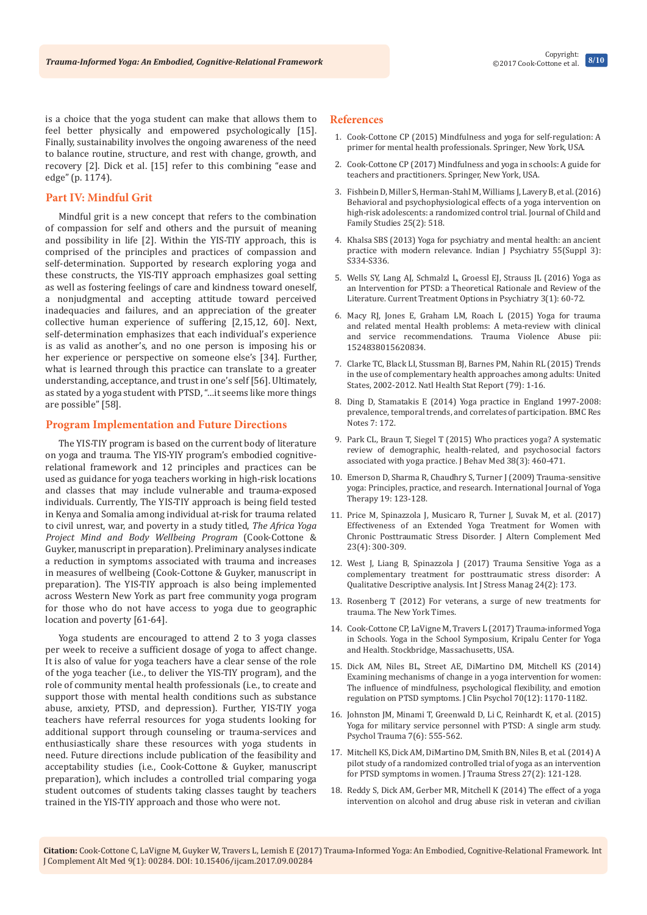is a choice that the yoga student can make that allows them to feel better physically and empowered psychologically [15]. Finally, sustainability involves the ongoing awareness of the need to balance routine, structure, and rest with change, growth, and recovery [2]. Dick et al. [15] refer to this combining "ease and edge" (p. 1174).

## Part IV: Mindful Grit

Mindful grit is a new concept that refers to the combination of compassion for self and others and the pursuit of meaning and possibility in life [2]. Within the YIS-TIY approach, this is comprised of the principles and practices of compassion and self-determination. Supported by research exploring yoga and these constructs, the YIS-TIY approach emphasizes goal setting as well as fostering feelings of care and kindness toward oneself, a nonjudgmental and accepting attitude toward perceived inadequacies and failures, and an appreciation of the greater collective human experience of suffering [2,15,12, 60]. Next, self-determination emphasizes that each individual's experience is as valid as another's, and no one person is imposing his or her experience or perspective on someone else's [34]. Further, what is learned through this practice can translate to a greater understanding, acceptance, and trust in one's self [56]. Ultimately, as stated by a yoga student with PTSD, "…it seems like more things are possible" [58].

## Program Implementation and Future Directions

The YIS-TIY program is based on the current body of literature on yoga and trauma. The YIS-YIY program's embodied cognitive-relational framework and 12 principles and practices can be used as guidance for yoga teachers working in high-risk locations and classes that may include vulnerable and trauma-exposed individuals. Currently, The YIS-TIY approach is being field tested in Kenya and Somalia among individual at-risk for trauma related to civil unrest, war, and poverty in a study titled, *The Africa Yoga Project Mind and Body Wellbeing Program* (Cook-Cottone & Guyker, manuscript in preparation). Preliminary analyses indicate a reduction in symptoms associated with trauma and increases in measures of wellbeing (Cook-Cottone & Guyker, manuscript in preparation). The YIS-TIY approach is also being implemented across Western New York as part free community yoga program for those who do not have access to yoga due to geographic location and poverty [61-64].

Yoga students are encouraged to attend 2 to 3 yoga classes per week to receive a sufficient dosage of yoga to affect change. It is also of value for yoga teachers have a clear sense of the role of the yoga teacher (i.e., to deliver the YIS-TIY program), and the role of community mental health professionals (i.e., to create and support those with mental health conditions such as substance abuse, anxiety, PTSD, and depression). Further, YIS-TIY yoga teachers have referral resources for yoga students looking for additional support through counseling or trauma-services and enthusiastically share these resources with yoga students in need. Future directions include publication of the feasibility and acceptability studies (i.e., Cook-Cottone & Guyker, manuscript preparation), which includes a controlled trial comparing yoga student outcomes of students taking classes taught by teachers trained in the YIS-TIY approach and those who were not.

## References

1. Cook-Cottone CP (2015) Mindfulness and yoga for self-regulation: A primer for mental health professionals. Springer, New York, USA.
2. Cook-Cottone CP (2017) Mindfulness and yoga in schools: A guide for teachers and practitioners. Springer, New York, USA.
3. Fishbein D, Miller S, Herman-Stahl M, Williams J, Lavery B, et al. (2016) Behavioral and psychophysiological effects of a yoga intervention on high-risk adolescents: a randomized control trial. Journal of Child and Family Studies 25(2): 518.
4. Khalsa SBS (2013) Yoga for psychiatry and mental health: an ancient practice with modern relevance. Indian J Psychiatry 55(Suppl 3): S334-S336.
5. Wells SY, Lang AJ, Schmalzl L, Groessl EJ, Strauss JL (2016) Yoga as an Intervention for PTSD: a Theoretical Rationale and Review of the Literature. Current Treatment Options in Psychiatry 3(1): 60-72.
6. Macy RJ, Jones E, Graham LM, Roach L (2015) Yoga for trauma and related mental Health problems: A meta-review with clinical and service recommendations. Trauma Violence Abuse pii: 1524838015620834.
7. Clarke TC, Black LI, Stussman BJ, Barnes PM, Nahin RL (2015) Trends in the use of complementary health approaches among adults: United States, 2002-2012. Natl Health Stat Report (79): 1-16.
8. Ding D, Stamatakis E (2014) Yoga practice in England 1997-2008: prevalence, temporal trends, and correlates of participation. BMC Res Notes 7: 172.
9. Park CL, Braun T, Siegel T (2015) Who practices yoga? A systematic review of demographic, health-related, and psychosocial factors associated with yoga practice. J Behav Med 38(3): 460-471.
10. Emerson D, Sharma R, Chaudhry S, Turner J (2009) Trauma-sensitive yoga: Principles, practice, and research. International Journal of Yoga Therapy 19: 123-128.
11. Price M, Spinazzola J, Musicaro R, Turner J, Suvak M, et al. (2017) Effectiveness of an Extended Yoga Treatment for Women with Chronic Posttraumatic Stress Disorder. J Altern Complement Med 23(4): 300-309.
12. West J, Liang B, Spinazzola J (2017) Trauma Sensitive Yoga as a complementary treatment for posttraumatic stress disorder: A Qualitative Descriptive analysis. Int J Stress Manag 24(2): 173.
13. Rosenberg T (2012) For veterans, a surge of new treatments for trauma. The New York Times.
14. Cook-Cottone CP, LaVigne M, Travers L (2017) Trauma-informed Yoga in Schools. Yoga in the School Symposium, Kripalu Center for Yoga and Health. Stockbridge, Massachusetts, USA.
15. Dick AM, Niles BL, Street AE, DiMartino DM, Mitchell KS (2014) Examining mechanisms of change in a yoga intervention for women: The influence of mindfulness, psychological flexibility, and emotion regulation on PTSD symptoms. J Clin Psychol 70(12): 1170-1182.
16. Johnston JM, Minami T, Greenwald D, Li C, Reinhardt K, et al. (2015) Yoga for military service personnel with PTSD: A single arm study. Psychol Trauma 7(6): 555-562.
17. Mitchell KS, Dick AM, DiMartino DM, Smith BN, Niles B, et al. (2014) A pilot study of a randomized controlled trial of yoga as an intervention for PTSD symptoms in women. J Trauma Stress 27(2): 121-128.
18. Reddy S, Dick AM, Gerber MR, Mitchell K (2014) The effect of a yoga intervention on alcohol and drug abuse risk in veteran and civilian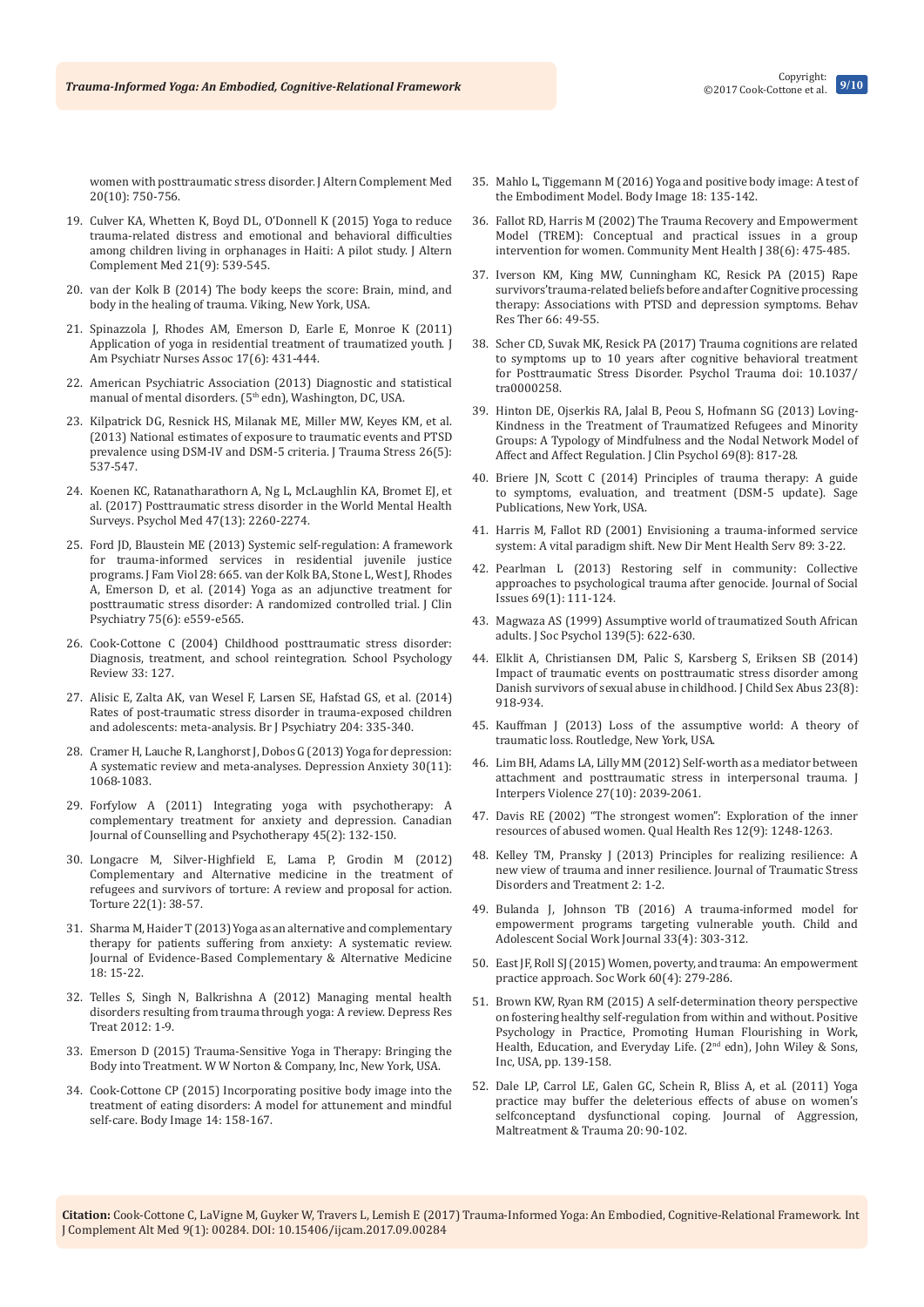women with posttraumatic stress disorder. J Altern Complement Med 20(10): 750-756.

19. Culver KA, Whetten K, Boyd DL, O'Donnell K (2015) Yoga to reduce trauma-related distress and emotional and behavioral difficulties among children living in orphanages in Haiti: A pilot study. J Altern Complement Med 21(9): 539-545.
20. van der Kolk B (2014) The body keeps the score: Brain, mind, and body in the healing of trauma. Viking, New York, USA.
21. Spinazzola J, Rhodes AM, Emerson D, Earle E, Monroe K (2011) Application of yoga in residential treatment of traumatized youth. J Am Psychiatr Nurses Assoc 17(6): 431-444.
22. American Psychiatric Association (2013) Diagnostic and statistical manual of mental disorders. (5th edn), Washington, DC, USA.
23. Kilpatrick DG, Resnick HS, Milanak ME, Miller MW, Keyes KM, et al. (2013) National estimates of exposure to traumatic events and PTSD prevalence using DSM-IV and DSM-5 criteria. J Trauma Stress 26(5): 537-547.
24. Koenen KC, Ratanatharathorn A, Ng L, McLaughlin KA, Bromet EJ, et al. (2017) Posttraumatic stress disorder in the World Mental Health Surveys. Psychol Med 47(13): 2260-2274.
25. Ford JD, Blaustein ME (2013) Systemic self-regulation: A framework for trauma-informed services in residential juvenile justice programs. J Fam Viol 28: 665. van der Kolk BA, Stone L, West J, Rhodes A, Emerson D, et al. (2014) Yoga as an adjunctive treatment for posttraumatic stress disorder: A randomized controlled trial. J Clin Psychiatry 75(6): e559-e565.
26. Cook-Cottone C (2004) Childhood posttraumatic stress disorder: Diagnosis, treatment, and school reintegration. School Psychology Review 33: 127.
27. Alisic E, Zalta AK, van Wesel F, Larsen SE, Hafstad GS, et al. (2014) Rates of post-traumatic stress disorder in trauma-exposed children and adolescents: meta-analysis. Br J Psychiatry 204: 335-340.
28. Cramer H, Lauche R, Langhorst J, Dobos G (2013) Yoga for depression: A systematic review and meta-analyses. Depression Anxiety 30(11): 1068-1083.
29. Forfylow A (2011) Integrating yoga with psychotherapy: A complementary treatment for anxiety and depression. Canadian Journal of Counselling and Psychotherapy 45(2): 132-150.
30. Longacre M, Silver-Highfield E, Lama P, Grodin M (2012) Complementary and Alternative medicine in the treatment of refugees and survivors of torture: A review and proposal for action. Torture 22(1): 38-57.
31. Sharma M, Haider T (2013) Yoga as an alternative and complementary therapy for patients suffering from anxiety: A systematic review. Journal of Evidence-Based Complementary & Alternative Medicine 18: 15-22.
32. Telles S, Singh N, Balkrishna A (2012) Managing mental health disorders resulting from trauma through yoga: A review. Depress Res Treat 2012: 1-9.
33. Emerson D (2015) Trauma-Sensitive Yoga in Therapy: Bringing the Body into Treatment. W W Norton & Company, Inc, New York, USA.
34. Cook-Cottone CP (2015) Incorporating positive body image into the treatment of eating disorders: A model for attunement and mindful self-care. Body Image 14: 158-167.
35. Mahlo L, Tiggemann M (2016) Yoga and positive body image: A test of the Embodiment Model. Body Image 18: 135-142.
36. Fallot RD, Harris M (2002) The Trauma Recovery and Empowerment Model (TREM): Conceptual and practical issues in a group intervention for women. Community Ment Health J 38(6): 475-485.
37. Iverson KM, King MW, Cunningham KC, Resick PA (2015) Rape survivors'trauma-related beliefs before and after Cognitive processing therapy: Associations with PTSD and depression symptoms. Behav Res Ther 66: 49-55.
38. Scher CD, Suvak MK, Resick PA (2017) Trauma cognitions are related to symptoms up to 10 years after cognitive behavioral treatment for Posttraumatic Stress Disorder. Psychol Trauma doi: 10.1037/tra0000258.
39. Hinton DE, Ojserkis RA, Jalal B, Peou S, Hofmann SG (2013) Loving-Kindness in the Treatment of Traumatized Refugees and Minority Groups: A Typology of Mindfulness and the Nodal Network Model of Affect and Affect Regulation. J Clin Psychol 69(8): 817-28.
40. Briere JN, Scott C (2014) Principles of trauma therapy: A guide to symptoms, evaluation, and treatment (DSM-5 update). Sage Publications, New York, USA.
41. Harris M, Fallot RD (2001) Envisioning a trauma-informed service system: A vital paradigm shift. New Dir Ment Health Serv 89: 3-22.
42. Pearlman L (2013) Restoring self in community: Collective approaches to psychological trauma after genocide. Journal of Social Issues 69(1): 111-124.
43. Magwaza AS (1999) Assumptive world of traumatized South African adults. J Soc Psychol 139(5): 622-630.
44. Elklit A, Christiansen DM, Palic S, Karsberg S, Eriksen SB (2014) Impact of traumatic events on posttraumatic stress disorder among Danish survivors of sexual abuse in childhood. J Child Sex Abus 23(8): 918-934.
45. Kauffman J (2013) Loss of the assumptive world: A theory of traumatic loss. Routledge, New York, USA.
46. Lim BH, Adams LA, Lilly MM (2012) Self-worth as a mediator between attachment and posttraumatic stress in interpersonal trauma. J Interpers Violence 27(10): 2039-2061.
47. Davis RE (2002) "The strongest women": Exploration of the inner resources of abused women. Qual Health Res 12(9): 1248-1263.
48. Kelley TM, Pransky J (2013) Principles for realizing resilience: A new view of trauma and inner resilience. Journal of Traumatic Stress Disorders and Treatment 2: 1-2.
49. Bulanda J, Johnson TB (2016) A trauma-informed model for empowerment programs targeting vulnerable youth. Child and Adolescent Social Work Journal 33(4): 303-312.
50. East JF, Roll SJ (2015) Women, poverty, and trauma: An empowerment practice approach. Soc Work 60(4): 279-286.
51. Brown KW, Ryan RM (2015) A self-determination theory perspective on fostering healthy self-regulation from within and without. Positive Psychology in Practice, Promoting Human Flourishing in Work, Health, Education, and Everyday Life. (2nd edn), John Wiley & Sons, Inc, USA, pp. 139-158.
52. Dale LP, Carrol LE, Galen GC, Schein R, Bliss A, et al. (2011) Yoga practice may buffer the deleterious effects of abuse on women's selfconceptand dysfunctional coping. Journal of Aggression, Maltreatment & Trauma 20: 90-102.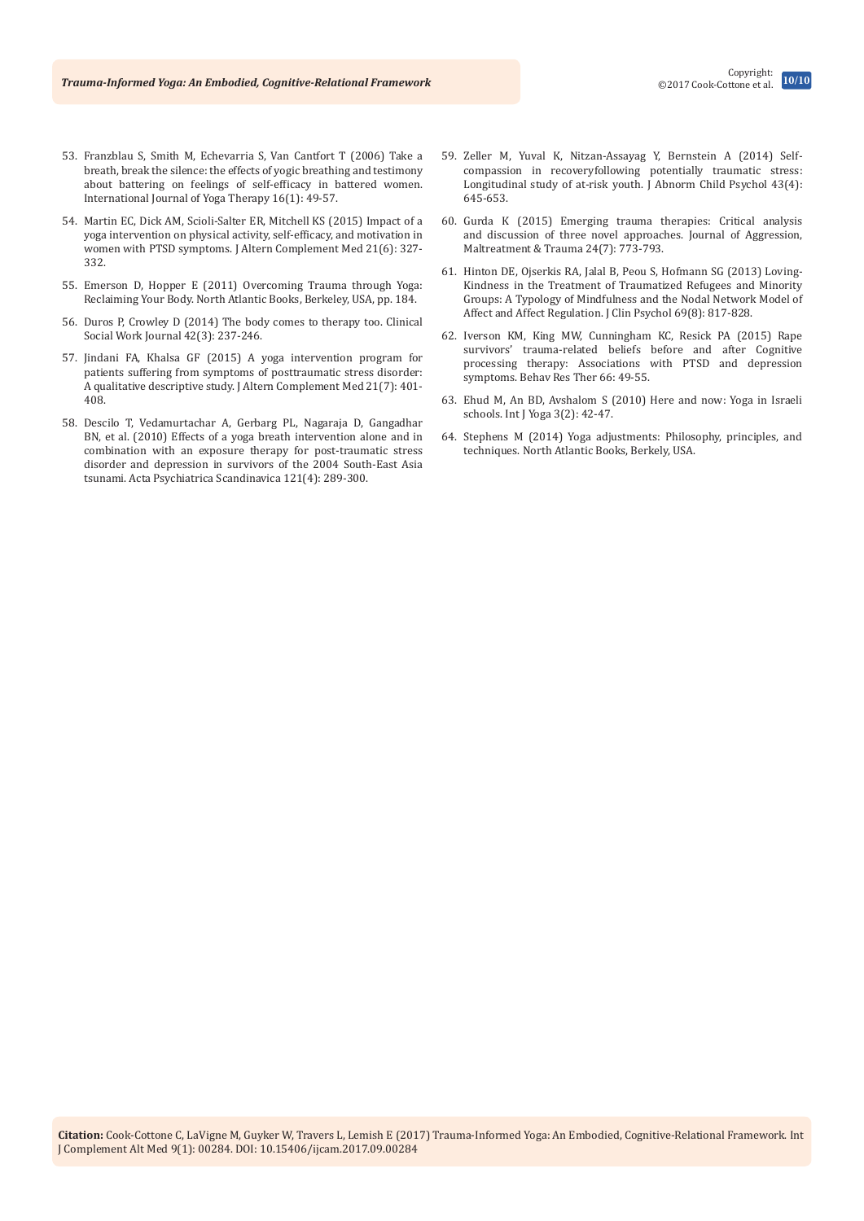53. Franzblau S, Smith M, Echevarria S, Van Cantfort T (2006) Take a breath, break the silence: the effects of yogic breathing and testimony about battering on feelings of self-efficacy in battered women. International Journal of Yoga Therapy 16(1): 49-57.
54. Martin EC, Dick AM, Scioli-Salter ER, Mitchell KS (2015) Impact of a yoga intervention on physical activity, self-efficacy, and motivation in women with PTSD symptoms. J Altern Complement Med 21(6): 327-332.
55. Emerson D, Hopper E (2011) Overcoming Trauma through Yoga: Reclaiming Your Body. North Atlantic Books, Berkeley, USA, pp. 184.
56. Duros P, Crowley D (2014) The body comes to therapy too. Clinical Social Work Journal 42(3): 237-246.
57. Jindani FA, Khalsa GF (2015) A yoga intervention program for patients suffering from symptoms of posttraumatic stress disorder: A qualitative descriptive study. J Altern Complement Med 21(7): 401-408.
58. Descilo T, Vedamurtachar A, Gerbarg PL, Nagaraja D, Gangadhar BN, et al. (2010) Effects of a yoga breath intervention alone and in combination with an exposure therapy for post-traumatic stress disorder and depression in survivors of the 2004 South-East Asia tsunami. Acta Psychiatrica Scandinavica 121(4): 289-300.
59. Zeller M, Yuval K, Nitzan-Assayag Y, Bernstein A (2014) Self-compassion in recoveryfollowing potentially traumatic stress: Longitudinal study of at-risk youth. J Abnorm Child Psychol 43(4): 645-653.
60. Gurda K (2015) Emerging trauma therapies: Critical analysis and discussion of three novel approaches. Journal of Aggression, Maltreatment & Trauma 24(7): 773-793.
61. Hinton DE, Ojserkis RA, Jalal B, Peou S, Hofmann SG (2013) Loving-Kindness in the Treatment of Traumatized Refugees and Minority Groups: A Typology of Mindfulness and the Nodal Network Model of Affect and Affect Regulation. J Clin Psychol 69(8): 817-828.
62. Iverson KM, King MW, Cunningham KC, Resick PA (2015) Rape survivors' trauma-related beliefs before and after Cognitive processing therapy: Associations with PTSD and depression symptoms. Behav Res Ther 66: 49-55.
63. Ehud M, An BD, Avshalom S (2010) Here and now: Yoga in Israeli schools. Int J Yoga 3(2): 42-47.
64. Stephens M (2014) Yoga adjustments: Philosophy, principles, and techniques. North Atlantic Books, Berkely, USA.

**Citation:** Cook-Cottone C, LaVigne M, Guyker W, Travers L, Lemish E (2017) Trauma-Informed Yoga: An Embodied, Cognitive-Relational Framework. Int J Complement Alt Med 9(1): 00284. DOI: 10.15406/ijcam.2017.09.00284